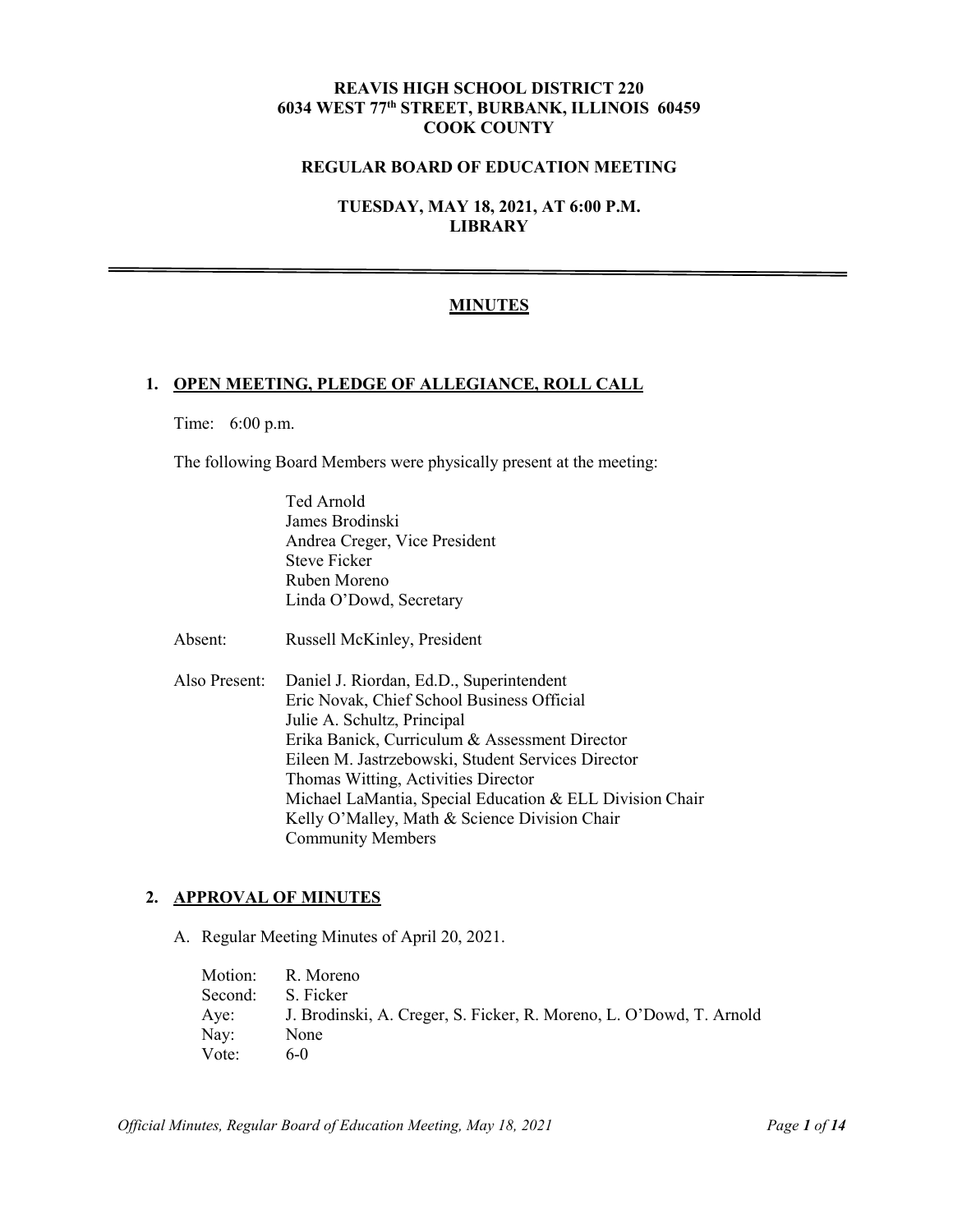**REAVIS HIGH SCHOOL DISTRICT 220**
**6034 WEST 77th STREET, BURBANK, ILLINOIS 60459**
**COOK COUNTY**

**REGULAR BOARD OF EDUCATION MEETING**

**TUESDAY, MAY 18, 2021, AT 6:00 P.M.**
**LIBRARY**

---

# MINUTES

## 1. OPEN MEETING, PLEDGE OF ALLEGIANCE, ROLL CALL

Time: 6:00 p.m.

The following Board Members were physically present at the meeting:

Ted Arnold
James Brodinski
Andrea Creger, Vice President
Steve Ficker
Ruben Moreno
Linda O'Dowd, Secretary

Absent: Russell McKinley, President

Also Present:
Daniel J. Riordan, Ed.D., Superintendent
Eric Novak, Chief School Business Official
Julie A. Schultz, Principal
Erika Banick, Curriculum & Assessment Director
Eileen M. Jastrzebowski, Student Services Director
Thomas Witting, Activities Director
Michael LaMantia, Special Education & ELL Division Chair
Kelly O'Malley, Math & Science Division Chair
Community Members

## 2. APPROVAL OF MINUTES

A. Regular Meeting Minutes of April 20, 2021.

Motion: R. Moreno
Second: S. Ficker
Aye: J. Brodinski, A. Creger, S. Ficker, R. Moreno, L. O'Dowd, T. Arnold
Nay: None
Vote: 6-0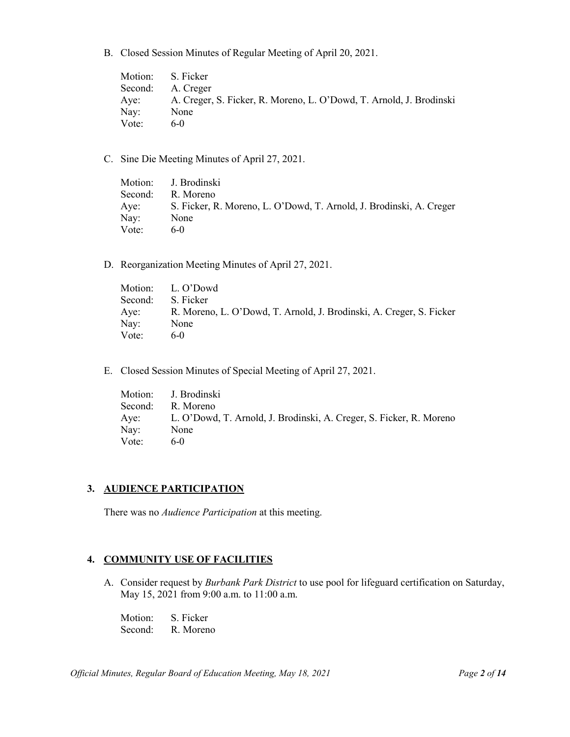B. Closed Session Minutes of Regular Meeting of April 20, 2021.

Motion: S. Ficker
Second: A. Creger
Aye: A. Creger, S. Ficker, R. Moreno, L. O'Dowd, T. Arnold, J. Brodinski
Nay: None
Vote: 6-0

C. Sine Die Meeting Minutes of April 27, 2021.

Motion: J. Brodinski
Second: R. Moreno
Aye: S. Ficker, R. Moreno, L. O'Dowd, T. Arnold, J. Brodinski, A. Creger
Nay: None
Vote: 6-0

D. Reorganization Meeting Minutes of April 27, 2021.

Motion: L. O'Dowd
Second: S. Ficker
Aye: R. Moreno, L. O'Dowd, T. Arnold, J. Brodinski, A. Creger, S. Ficker
Nay: None
Vote: 6-0

E. Closed Session Minutes of Special Meeting of April 27, 2021.

Motion: J. Brodinski
Second: R. Moreno
Aye: L. O'Dowd, T. Arnold, J. Brodinski, A. Creger, S. Ficker, R. Moreno
Nay: None
Vote: 6-0

## 3. AUDIENCE PARTICIPATION

There was no *Audience Participation* at this meeting.

## 4. COMMUNITY USE OF FACILITIES

A. Consider request by *Burbank Park District* to use pool for lifeguard certification on Saturday, May 15, 2021 from 9:00 a.m. to 11:00 a.m.

Motion: S. Ficker
Second: R. Moreno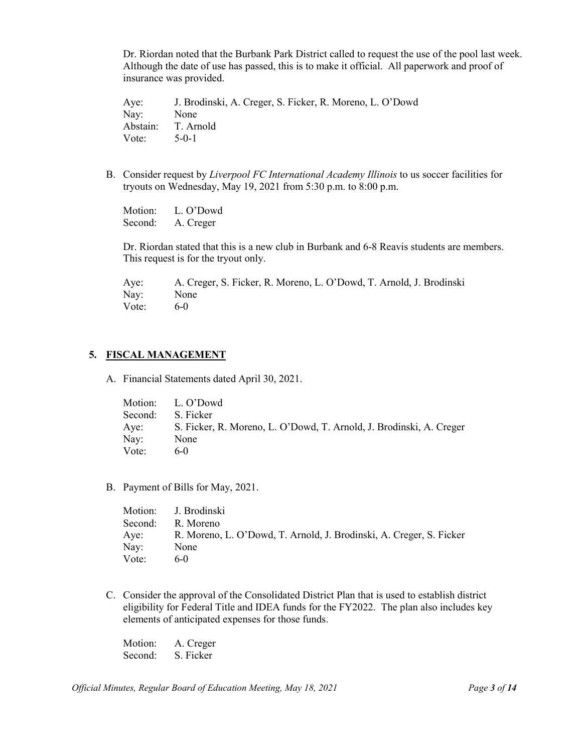Dr. Riordan noted that the Burbank Park District called to request the use of the pool last week. Although the date of use has passed, this is to make it official. All paperwork and proof of insurance was provided.

Aye: J. Brodinski, A. Creger, S. Ficker, R. Moreno, L. O'Dowd
Nay: None
Abstain: T. Arnold
Vote: 5-0-1

B. Consider request by *Liverpool FC International Academy Illinois* to us soccer facilities for tryouts on Wednesday, May 19, 2021 from 5:30 p.m. to 8:00 p.m.

Motion: L. O'Dowd
Second: A. Creger

Dr. Riordan stated that this is a new club in Burbank and 6-8 Reavis students are members. This request is for the tryout only.

Aye: A. Creger, S. Ficker, R. Moreno, L. O'Dowd, T. Arnold, J. Brodinski
Nay: None
Vote: 6-0

## 5. FISCAL MANAGEMENT

A. Financial Statements dated April 30, 2021.

Motion: L. O'Dowd
Second: S. Ficker
Aye: S. Ficker, R. Moreno, L. O'Dowd, T. Arnold, J. Brodinski, A. Creger
Nay: None
Vote: 6-0

B. Payment of Bills for May, 2021.

Motion: J. Brodinski
Second: R. Moreno
Aye: R. Moreno, L. O'Dowd, T. Arnold, J. Brodinski, A. Creger, S. Ficker
Nay: None
Vote: 6-0

C. Consider the approval of the Consolidated District Plan that is used to establish district eligibility for Federal Title and IDEA funds for the FY2022. The plan also includes key elements of anticipated expenses for those funds.

Motion: A. Creger
Second: S. Ficker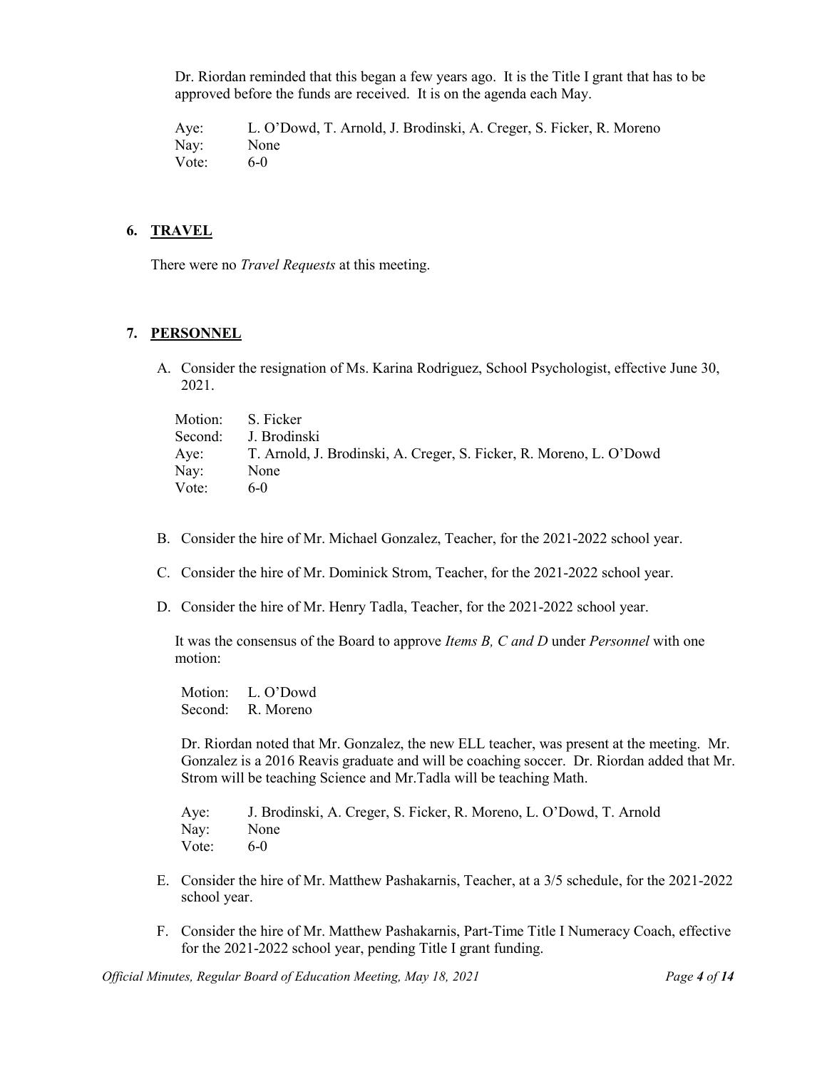Dr. Riordan reminded that this began a few years ago. It is the Title I grant that has to be approved before the funds are received. It is on the agenda each May.

| | |
|---|---|
| Aye: | L. O'Dowd, T. Arnold, J. Brodinski, A. Creger, S. Ficker, R. Moreno |
| Nay: | None |
| Vote: | 6-0 |

## 6. TRAVEL

There were no *Travel Requests* at this meeting.

## 7. PERSONNEL

A. Consider the resignation of Ms. Karina Rodriguez, School Psychologist, effective June 30, 2021.

| | |
|---|---|
| Motion: | S. Ficker |
| Second: | J. Brodinski |
| Aye: | T. Arnold, J. Brodinski, A. Creger, S. Ficker, R. Moreno, L. O'Dowd |
| Nay: | None |
| Vote: | 6-0 |

B. Consider the hire of Mr. Michael Gonzalez, Teacher, for the 2021-2022 school year.

C. Consider the hire of Mr. Dominick Strom, Teacher, for the 2021-2022 school year.

D. Consider the hire of Mr. Henry Tadla, Teacher, for the 2021-2022 school year.

It was the consensus of the Board to approve *Items B, C and D* under *Personnel* with one motion:

| | |
|---|---|
| Motion: | L. O'Dowd |
| Second: | R. Moreno |

Dr. Riordan noted that Mr. Gonzalez, the new ELL teacher, was present at the meeting. Mr. Gonzalez is a 2016 Reavis graduate and will be coaching soccer. Dr. Riordan added that Mr. Strom will be teaching Science and Mr.Tadla will be teaching Math.

| | |
|---|---|
| Aye: | J. Brodinski, A. Creger, S. Ficker, R. Moreno, L. O'Dowd, T. Arnold |
| Nay: | None |
| Vote: | 6-0 |

E. Consider the hire of Mr. Matthew Pashakarnis, Teacher, at a 3/5 schedule, for the 2021-2022 school year.

F. Consider the hire of Mr. Matthew Pashakarnis, Part-Time Title I Numeracy Coach, effective for the 2021-2022 school year, pending Title I grant funding.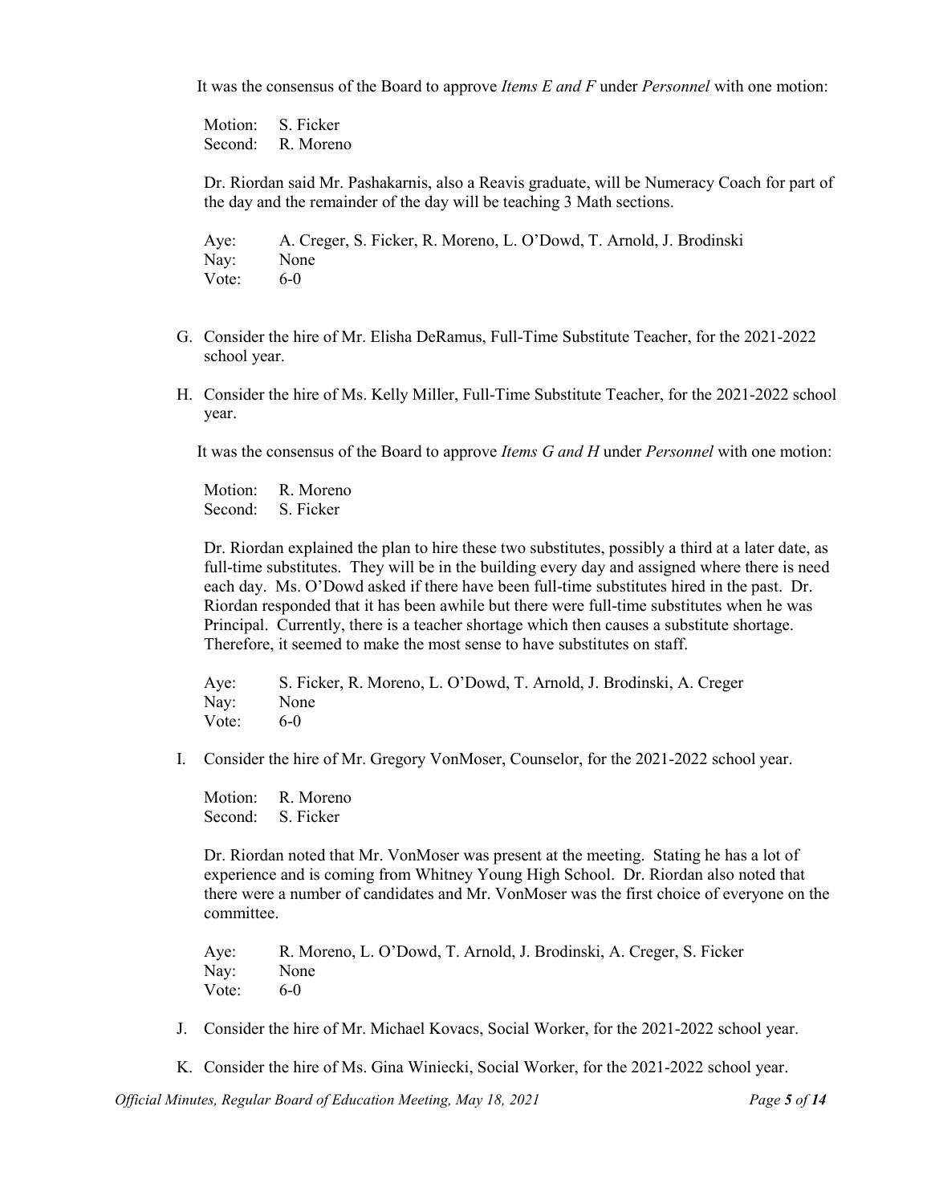It was the consensus of the Board to approve *Items E and F* under *Personnel* with one motion:

Motion: S. Ficker
Second: R. Moreno

Dr. Riordan said Mr. Pashakarnis, also a Reavis graduate, will be Numeracy Coach for part of the day and the remainder of the day will be teaching 3 Math sections.

Aye: A. Creger, S. Ficker, R. Moreno, L. O'Dowd, T. Arnold, J. Brodinski
Nay: None
Vote: 6-0

G. Consider the hire of Mr. Elisha DeRamus, Full-Time Substitute Teacher, for the 2021-2022 school year.

H. Consider the hire of Ms. Kelly Miller, Full-Time Substitute Teacher, for the 2021-2022 school year.

It was the consensus of the Board to approve *Items G and H* under *Personnel* with one motion:

Motion: R. Moreno
Second: S. Ficker

Dr. Riordan explained the plan to hire these two substitutes, possibly a third at a later date, as full-time substitutes. They will be in the building every day and assigned where there is need each day. Ms. O'Dowd asked if there have been full-time substitutes hired in the past. Dr. Riordan responded that it has been awhile but there were full-time substitutes when he was Principal. Currently, there is a teacher shortage which then causes a substitute shortage. Therefore, it seemed to make the most sense to have substitutes on staff.

Aye: S. Ficker, R. Moreno, L. O'Dowd, T. Arnold, J. Brodinski, A. Creger
Nay: None
Vote: 6-0

I. Consider the hire of Mr. Gregory VonMoser, Counselor, for the 2021-2022 school year.

Motion: R. Moreno
Second: S. Ficker

Dr. Riordan noted that Mr. VonMoser was present at the meeting. Stating he has a lot of experience and is coming from Whitney Young High School. Dr. Riordan also noted that there were a number of candidates and Mr. VonMoser was the first choice of everyone on the committee.

Aye: R. Moreno, L. O'Dowd, T. Arnold, J. Brodinski, A. Creger, S. Ficker
Nay: None
Vote: 6-0

J. Consider the hire of Mr. Michael Kovacs, Social Worker, for the 2021-2022 school year.

K. Consider the hire of Ms. Gina Winiecki, Social Worker, for the 2021-2022 school year.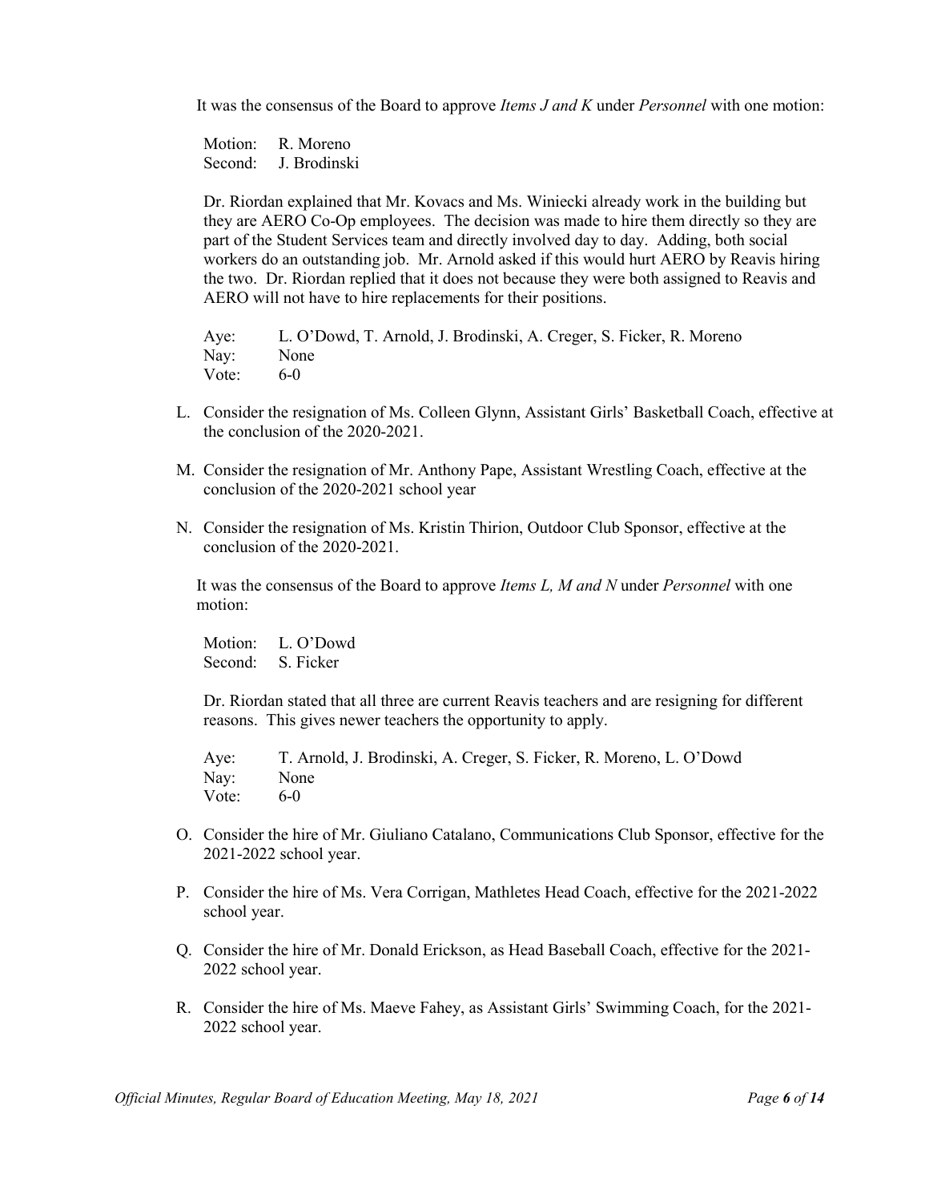It was the consensus of the Board to approve *Items J and K* under *Personnel* with one motion:

Motion: R. Moreno
Second: J. Brodinski

Dr. Riordan explained that Mr. Kovacs and Ms. Winiecki already work in the building but they are AERO Co-Op employees. The decision was made to hire them directly so they are part of the Student Services team and directly involved day to day. Adding, both social workers do an outstanding job. Mr. Arnold asked if this would hurt AERO by Reavis hiring the two. Dr. Riordan replied that it does not because they were both assigned to Reavis and AERO will not have to hire replacements for their positions.

Aye: L. O'Dowd, T. Arnold, J. Brodinski, A. Creger, S. Ficker, R. Moreno
Nay: None
Vote: 6-0

L. Consider the resignation of Ms. Colleen Glynn, Assistant Girls' Basketball Coach, effective at the conclusion of the 2020-2021.

M. Consider the resignation of Mr. Anthony Pape, Assistant Wrestling Coach, effective at the conclusion of the 2020-2021 school year

N. Consider the resignation of Ms. Kristin Thirion, Outdoor Club Sponsor, effective at the conclusion of the 2020-2021.

It was the consensus of the Board to approve *Items L, M and N* under *Personnel* with one motion:

Motion: L. O'Dowd
Second: S. Ficker

Dr. Riordan stated that all three are current Reavis teachers and are resigning for different reasons. This gives newer teachers the opportunity to apply.

Aye: T. Arnold, J. Brodinski, A. Creger, S. Ficker, R. Moreno, L. O'Dowd
Nay: None
Vote: 6-0

O. Consider the hire of Mr. Giuliano Catalano, Communications Club Sponsor, effective for the 2021-2022 school year.

P. Consider the hire of Ms. Vera Corrigan, Mathletes Head Coach, effective for the 2021-2022 school year.

Q. Consider the hire of Mr. Donald Erickson, as Head Baseball Coach, effective for the 2021-2022 school year.

R. Consider the hire of Ms. Maeve Fahey, as Assistant Girls' Swimming Coach, for the 2021-2022 school year.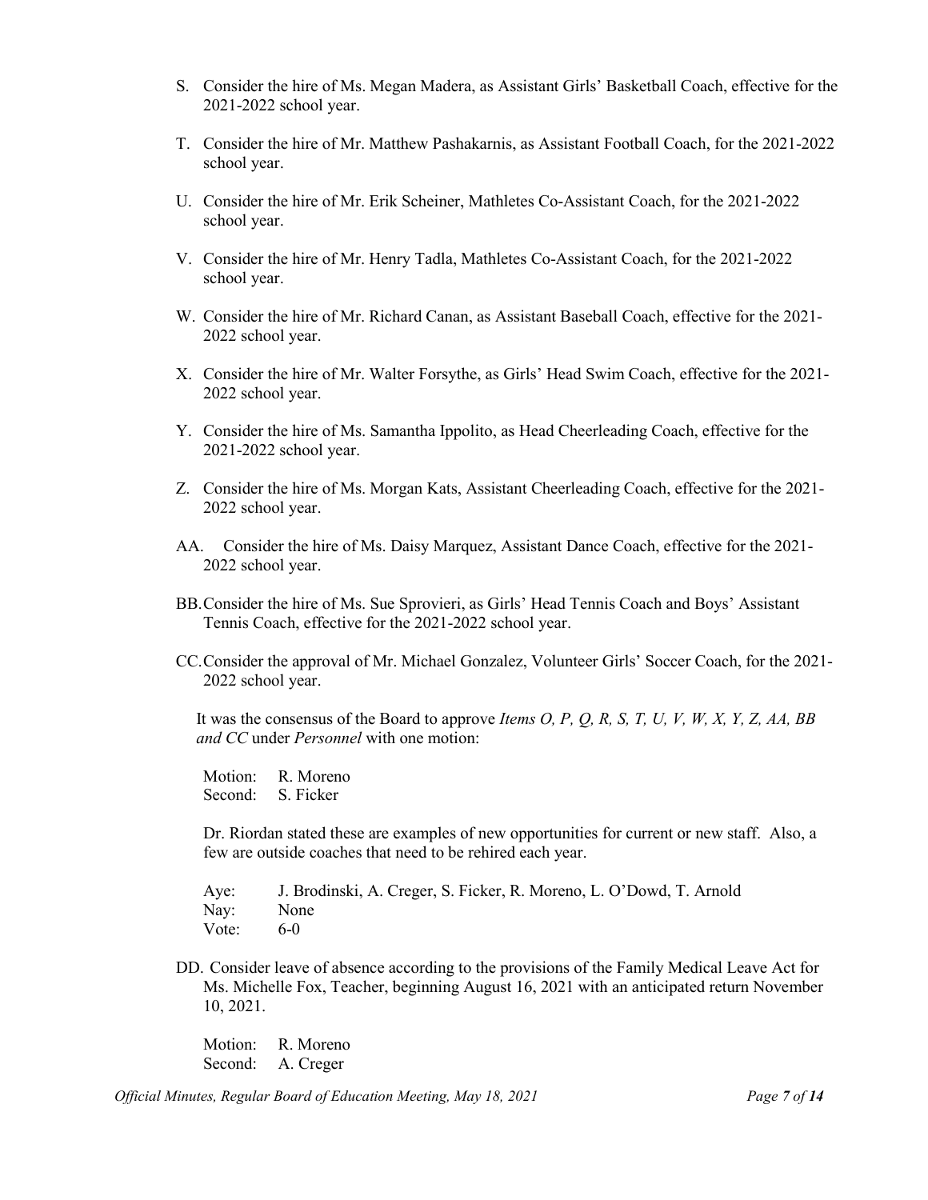S. Consider the hire of Ms. Megan Madera, as Assistant Girls' Basketball Coach, effective for the 2021-2022 school year.

T. Consider the hire of Mr. Matthew Pashakarnis, as Assistant Football Coach, for the 2021-2022 school year.

U. Consider the hire of Mr. Erik Scheiner, Mathletes Co-Assistant Coach, for the 2021-2022 school year.

V. Consider the hire of Mr. Henry Tadla, Mathletes Co-Assistant Coach, for the 2021-2022 school year.

W. Consider the hire of Mr. Richard Canan, as Assistant Baseball Coach, effective for the 2021-2022 school year.

X. Consider the hire of Mr. Walter Forsythe, as Girls' Head Swim Coach, effective for the 2021-2022 school year.

Y. Consider the hire of Ms. Samantha Ippolito, as Head Cheerleading Coach, effective for the 2021-2022 school year.

Z. Consider the hire of Ms. Morgan Kats, Assistant Cheerleading Coach, effective for the 2021-2022 school year.

AA. Consider the hire of Ms. Daisy Marquez, Assistant Dance Coach, effective for the 2021-2022 school year.

BB. Consider the hire of Ms. Sue Sprovieri, as Girls' Head Tennis Coach and Boys' Assistant Tennis Coach, effective for the 2021-2022 school year.

CC. Consider the approval of Mr. Michael Gonzalez, Volunteer Girls' Soccer Coach, for the 2021-2022 school year.

It was the consensus of the Board to approve *Items O, P, Q, R, S, T, U, V, W, X, Y, Z, AA, BB and CC* under *Personnel* with one motion:

Motion: R. Moreno
Second: S. Ficker

Dr. Riordan stated these are examples of new opportunities for current or new staff. Also, a few are outside coaches that need to be rehired each year.

Aye: J. Brodinski, A. Creger, S. Ficker, R. Moreno, L. O'Dowd, T. Arnold
Nay: None
Vote: 6-0

DD. Consider leave of absence according to the provisions of the Family Medical Leave Act for Ms. Michelle Fox, Teacher, beginning August 16, 2021 with an anticipated return November 10, 2021.

Motion: R. Moreno
Second: A. Creger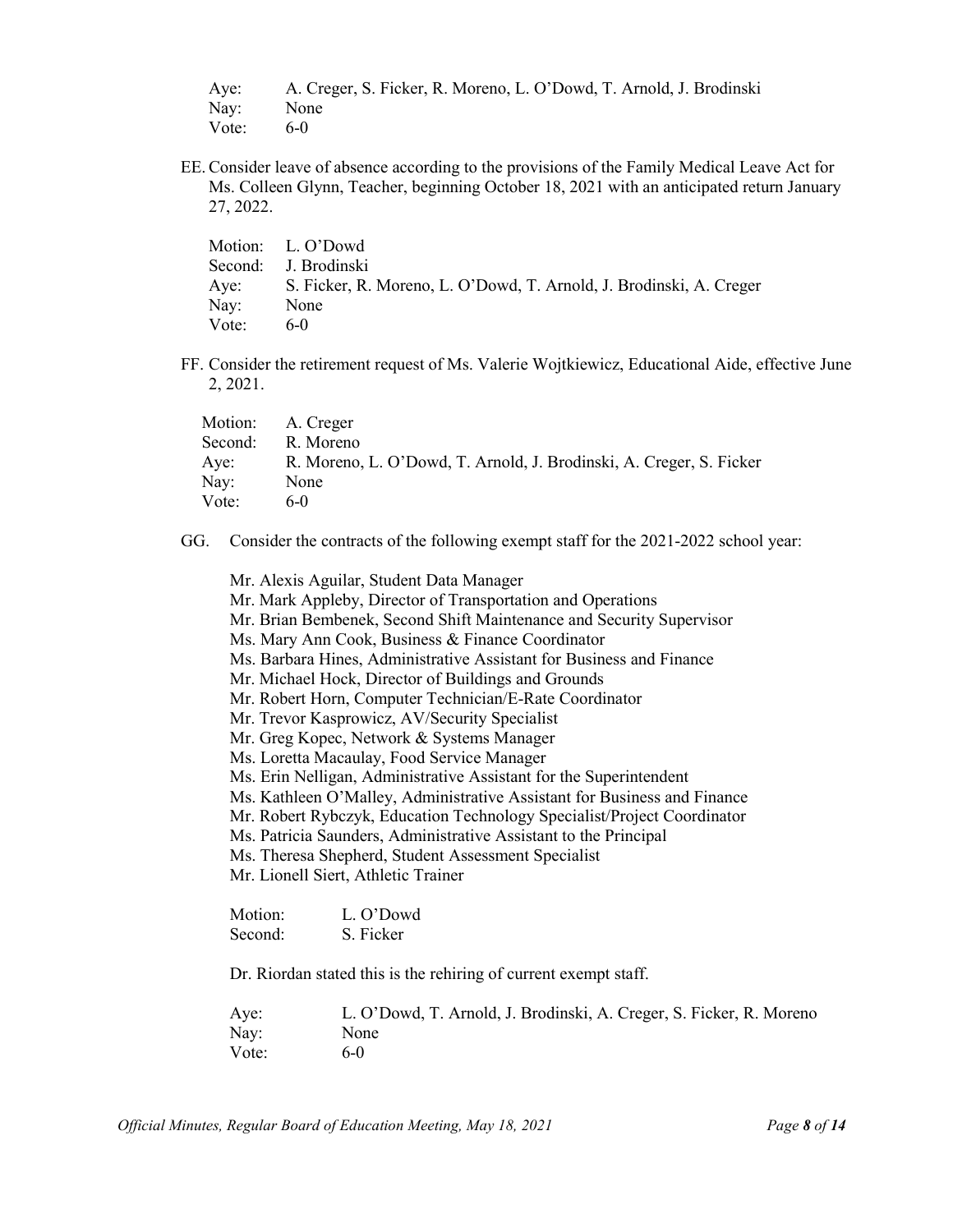Aye: A. Creger, S. Ficker, R. Moreno, L. O'Dowd, T. Arnold, J. Brodinski
Nay: None
Vote: 6-0

EE. Consider leave of absence according to the provisions of the Family Medical Leave Act for Ms. Colleen Glynn, Teacher, beginning October 18, 2021 with an anticipated return January 27, 2022.

Motion: L. O'Dowd
Second: J. Brodinski
Aye: S. Ficker, R. Moreno, L. O'Dowd, T. Arnold, J. Brodinski, A. Creger
Nay: None
Vote: 6-0

FF. Consider the retirement request of Ms. Valerie Wojtkiewicz, Educational Aide, effective June 2, 2021.

Motion: A. Creger
Second: R. Moreno
Aye: R. Moreno, L. O'Dowd, T. Arnold, J. Brodinski, A. Creger, S. Ficker
Nay: None
Vote: 6-0

GG. Consider the contracts of the following exempt staff for the 2021-2022 school year:

Mr. Alexis Aguilar, Student Data Manager
Mr. Mark Appleby, Director of Transportation and Operations
Mr. Brian Bembenek, Second Shift Maintenance and Security Supervisor
Ms. Mary Ann Cook, Business & Finance Coordinator
Ms. Barbara Hines, Administrative Assistant for Business and Finance
Mr. Michael Hock, Director of Buildings and Grounds
Mr. Robert Horn, Computer Technician/E-Rate Coordinator
Mr. Trevor Kasprowicz, AV/Security Specialist
Mr. Greg Kopec, Network & Systems Manager
Ms. Loretta Macaulay, Food Service Manager
Ms. Erin Nelligan, Administrative Assistant for the Superintendent
Ms. Kathleen O'Malley, Administrative Assistant for Business and Finance
Mr. Robert Rybczyk, Education Technology Specialist/Project Coordinator
Ms. Patricia Saunders, Administrative Assistant to the Principal
Ms. Theresa Shepherd, Student Assessment Specialist
Mr. Lionell Siert, Athletic Trainer

Motion: L. O'Dowd
Second: S. Ficker

Dr. Riordan stated this is the rehiring of current exempt staff.

Aye: L. O'Dowd, T. Arnold, J. Brodinski, A. Creger, S. Ficker, R. Moreno
Nay: None
Vote: 6-0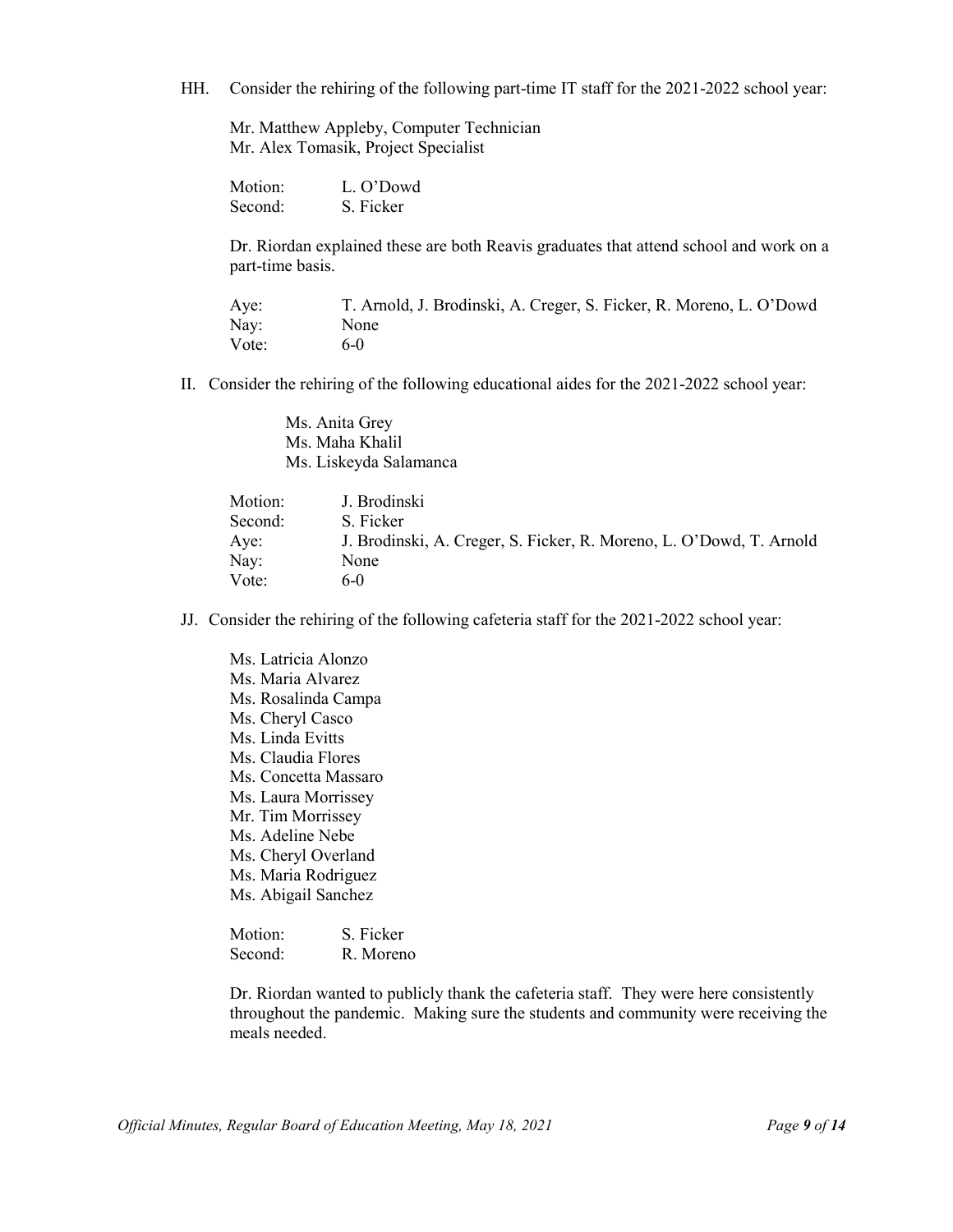HH. Consider the rehiring of the following part-time IT staff for the 2021-2022 school year:

Mr. Matthew Appleby, Computer Technician
Mr. Alex Tomasik, Project Specialist

Motion: L. O'Dowd
Second: S. Ficker

Dr. Riordan explained these are both Reavis graduates that attend school and work on a part-time basis.

Aye: T. Arnold, J. Brodinski, A. Creger, S. Ficker, R. Moreno, L. O'Dowd
Nay: None
Vote: 6-0

II. Consider the rehiring of the following educational aides for the 2021-2022 school year:

Ms. Anita Grey
Ms. Maha Khalil
Ms. Liskeyda Salamanca

Motion: J. Brodinski
Second: S. Ficker
Aye: J. Brodinski, A. Creger, S. Ficker, R. Moreno, L. O'Dowd, T. Arnold
Nay: None
Vote: 6-0

JJ. Consider the rehiring of the following cafeteria staff for the 2021-2022 school year:

Ms. Latricia Alonzo
Ms. Maria Alvarez
Ms. Rosalinda Campa
Ms. Cheryl Casco
Ms. Linda Evitts
Ms. Claudia Flores
Ms. Concetta Massaro
Ms. Laura Morrissey
Mr. Tim Morrissey
Ms. Adeline Nebe
Ms. Cheryl Overland
Ms. Maria Rodriguez
Ms. Abigail Sanchez

Motion: S. Ficker
Second: R. Moreno

Dr. Riordan wanted to publicly thank the cafeteria staff. They were here consistently throughout the pandemic. Making sure the students and community were receiving the meals needed.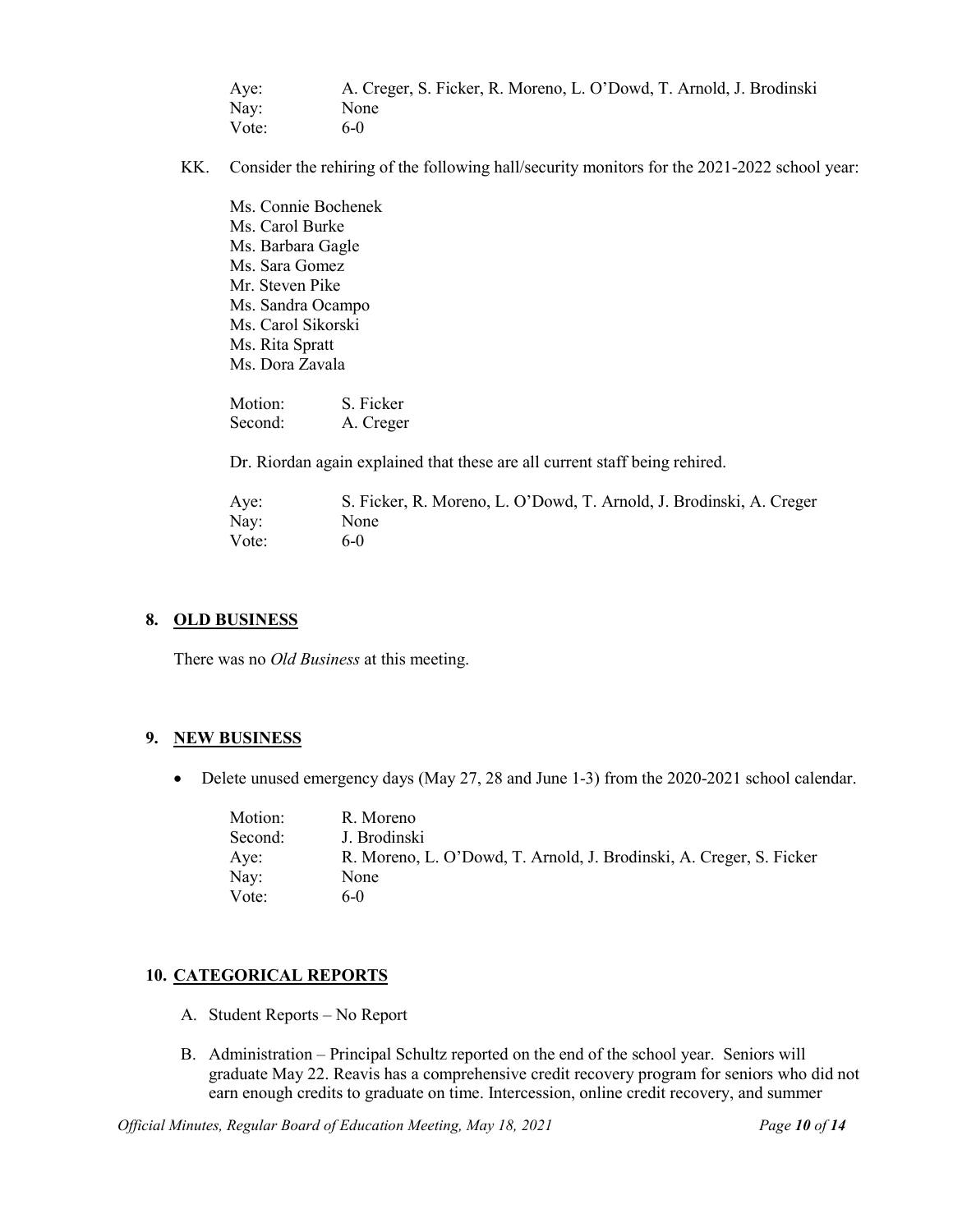| | |
|---|---|
| Aye: | A. Creger, S. Ficker, R. Moreno, L. O'Dowd, T. Arnold, J. Brodinski |
| Nay: | None |
| Vote: | 6-0 |

KK. Consider the rehiring of the following hall/security monitors for the 2021-2022 school year:

Ms. Connie Bochenek
Ms. Carol Burke
Ms. Barbara Gagle
Ms. Sara Gomez
Mr. Steven Pike
Ms. Sandra Ocampo
Ms. Carol Sikorski
Ms. Rita Spratt
Ms. Dora Zavala

| | |
|---|---|
| Motion: | S. Ficker |
| Second: | A. Creger |

Dr. Riordan again explained that these are all current staff being rehired.

| | |
|---|---|
| Aye: | S. Ficker, R. Moreno, L. O'Dowd, T. Arnold, J. Brodinski, A. Creger |
| Nay: | None |
| Vote: | 6-0 |

## 8. OLD BUSINESS

There was no *Old Business* at this meeting.

## 9. NEW BUSINESS

- Delete unused emergency days (May 27, 28 and June 1-3) from the 2020-2021 school calendar.

| | |
|---|---|
| Motion: | R. Moreno |
| Second: | J. Brodinski |
| Aye: | R. Moreno, L. O'Dowd, T. Arnold, J. Brodinski, A. Creger, S. Ficker |
| Nay: | None |
| Vote: | 6-0 |

## 10. CATEGORICAL REPORTS

A. Student Reports – No Report

B. Administration – Principal Schultz reported on the end of the school year. Seniors will graduate May 22. Reavis has a comprehensive credit recovery program for seniors who did not earn enough credits to graduate on time. Intercession, online credit recovery, and summer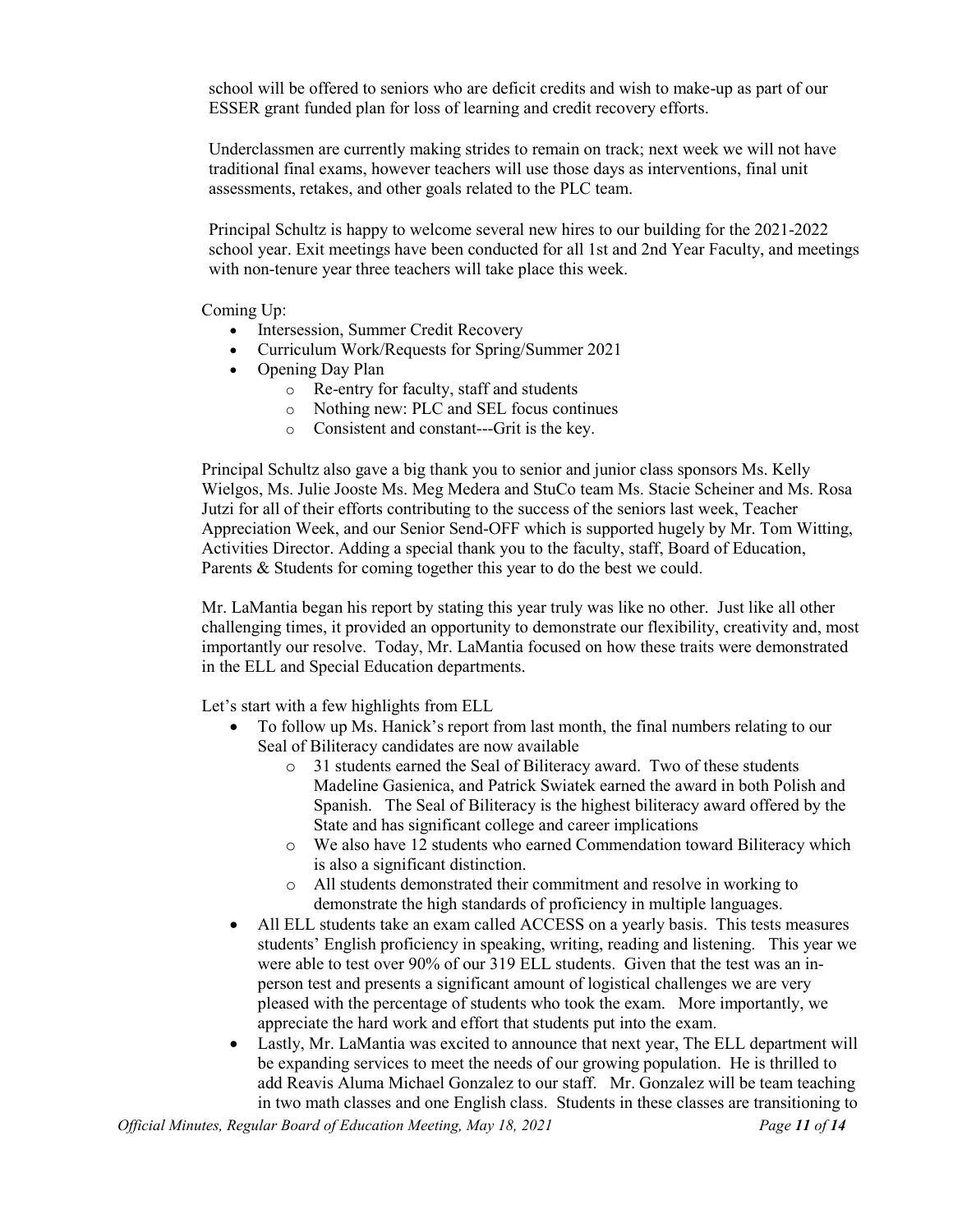school will be offered to seniors who are deficit credits and wish to make-up as part of our ESSER grant funded plan for loss of learning and credit recovery efforts.

Underclassmen are currently making strides to remain on track; next week we will not have traditional final exams, however teachers will use those days as interventions, final unit assessments, retakes, and other goals related to the PLC team.

Principal Schultz is happy to welcome several new hires to our building for the 2021-2022 school year. Exit meetings have been conducted for all 1st and 2nd Year Faculty, and meetings with non-tenure year three teachers will take place this week.

Coming Up:

- Intersession, Summer Credit Recovery
- Curriculum Work/Requests for Spring/Summer 2021
- Opening Day Plan
  - Re-entry for faculty, staff and students
  - Nothing new: PLC and SEL focus continues
  - Consistent and constant---Grit is the key.

Principal Schultz also gave a big thank you to senior and junior class sponsors Ms. Kelly Wielgos, Ms. Julie Jooste Ms. Meg Medera and StuCo team Ms. Stacie Scheiner and Ms. Rosa Jutzi for all of their efforts contributing to the success of the seniors last week, Teacher Appreciation Week, and our Senior Send-OFF which is supported hugely by Mr. Tom Witting, Activities Director. Adding a special thank you to the faculty, staff, Board of Education, Parents & Students for coming together this year to do the best we could.

Mr. LaMantia began his report by stating this year truly was like no other. Just like all other challenging times, it provided an opportunity to demonstrate our flexibility, creativity and, most importantly our resolve. Today, Mr. LaMantia focused on how these traits were demonstrated in the ELL and Special Education departments.

Let's start with a few highlights from ELL

- To follow up Ms. Hanick's report from last month, the final numbers relating to our Seal of Biliteracy candidates are now available
  - 31 students earned the Seal of Biliteracy award. Two of these students Madeline Gasienica, and Patrick Swiatek earned the award in both Polish and Spanish. The Seal of Biliteracy is the highest biliteracy award offered by the State and has significant college and career implications
  - We also have 12 students who earned Commendation toward Biliteracy which is also a significant distinction.
  - All students demonstrated their commitment and resolve in working to demonstrate the high standards of proficiency in multiple languages.
- All ELL students take an exam called ACCESS on a yearly basis. This tests measures students' English proficiency in speaking, writing, reading and listening. This year we were able to test over 90% of our 319 ELL students. Given that the test was an in-person test and presents a significant amount of logistical challenges we are very pleased with the percentage of students who took the exam. More importantly, we appreciate the hard work and effort that students put into the exam.
- Lastly, Mr. LaMantia was excited to announce that next year, The ELL department will be expanding services to meet the needs of our growing population. He is thrilled to add Reavis Aluma Michael Gonzalez to our staff. Mr. Gonzalez will be team teaching in two math classes and one English class. Students in these classes are transitioning to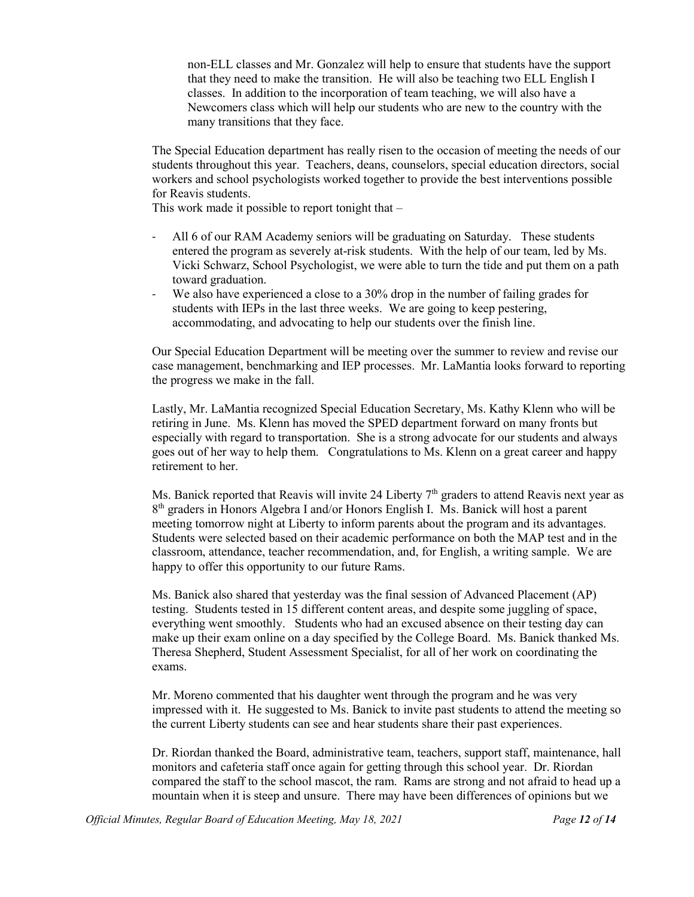non-ELL classes and Mr. Gonzalez will help to ensure that students have the support that they need to make the transition. He will also be teaching two ELL English I classes. In addition to the incorporation of team teaching, we will also have a Newcomers class which will help our students who are new to the country with the many transitions that they face.

The Special Education department has really risen to the occasion of meeting the needs of our students throughout this year. Teachers, deans, counselors, special education directors, social workers and school psychologists worked together to provide the best interventions possible for Reavis students.
This work made it possible to report tonight that –

- All 6 of our RAM Academy seniors will be graduating on Saturday. These students entered the program as severely at-risk students. With the help of our team, led by Ms. Vicki Schwarz, School Psychologist, we were able to turn the tide and put them on a path toward graduation.
- We also have experienced a close to a 30% drop in the number of failing grades for students with IEPs in the last three weeks. We are going to keep pestering, accommodating, and advocating to help our students over the finish line.

Our Special Education Department will be meeting over the summer to review and revise our case management, benchmarking and IEP processes. Mr. LaMantia looks forward to reporting the progress we make in the fall.

Lastly, Mr. LaMantia recognized Special Education Secretary, Ms. Kathy Klenn who will be retiring in June. Ms. Klenn has moved the SPED department forward on many fronts but especially with regard to transportation. She is a strong advocate for our students and always goes out of her way to help them. Congratulations to Ms. Klenn on a great career and happy retirement to her.

Ms. Banick reported that Reavis will invite 24 Liberty 7th graders to attend Reavis next year as 8th graders in Honors Algebra I and/or Honors English I. Ms. Banick will host a parent meeting tomorrow night at Liberty to inform parents about the program and its advantages. Students were selected based on their academic performance on both the MAP test and in the classroom, attendance, teacher recommendation, and, for English, a writing sample. We are happy to offer this opportunity to our future Rams.

Ms. Banick also shared that yesterday was the final session of Advanced Placement (AP) testing. Students tested in 15 different content areas, and despite some juggling of space, everything went smoothly. Students who had an excused absence on their testing day can make up their exam online on a day specified by the College Board. Ms. Banick thanked Ms. Theresa Shepherd, Student Assessment Specialist, for all of her work on coordinating the exams.

Mr. Moreno commented that his daughter went through the program and he was very impressed with it. He suggested to Ms. Banick to invite past students to attend the meeting so the current Liberty students can see and hear students share their past experiences.

Dr. Riordan thanked the Board, administrative team, teachers, support staff, maintenance, hall monitors and cafeteria staff once again for getting through this school year. Dr. Riordan compared the staff to the school mascot, the ram. Rams are strong and not afraid to head up a mountain when it is steep and unsure. There may have been differences of opinions but we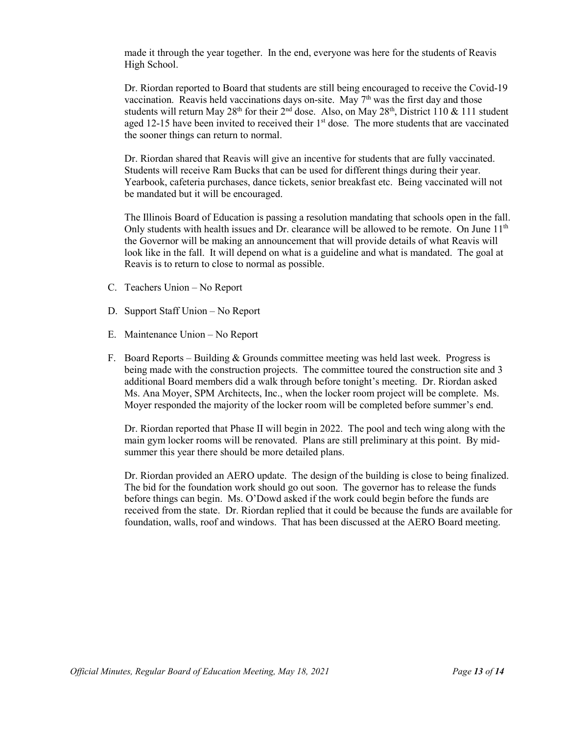made it through the year together. In the end, everyone was here for the students of Reavis High School.

Dr. Riordan reported to Board that students are still being encouraged to receive the Covid-19 vaccination. Reavis held vaccinations days on-site. May 7th was the first day and those students will return May 28th for their 2nd dose. Also, on May 28th, District 110 & 111 student aged 12-15 have been invited to received their 1st dose. The more students that are vaccinated the sooner things can return to normal.

Dr. Riordan shared that Reavis will give an incentive for students that are fully vaccinated. Students will receive Ram Bucks that can be used for different things during their year. Yearbook, cafeteria purchases, dance tickets, senior breakfast etc. Being vaccinated will not be mandated but it will be encouraged.

The Illinois Board of Education is passing a resolution mandating that schools open in the fall. Only students with health issues and Dr. clearance will be allowed to be remote. On June 11th the Governor will be making an announcement that will provide details of what Reavis will look like in the fall. It will depend on what is a guideline and what is mandated. The goal at Reavis is to return to close to normal as possible.

C. Teachers Union – No Report

D. Support Staff Union – No Report

E. Maintenance Union – No Report

F. Board Reports – Building & Grounds committee meeting was held last week. Progress is being made with the construction projects. The committee toured the construction site and 3 additional Board members did a walk through before tonight's meeting. Dr. Riordan asked Ms. Ana Moyer, SPM Architects, Inc., when the locker room project will be complete. Ms. Moyer responded the majority of the locker room will be completed before summer's end.

   Dr. Riordan reported that Phase II will begin in 2022. The pool and tech wing along with the main gym locker rooms will be renovated. Plans are still preliminary at this point. By mid-summer this year there should be more detailed plans.

   Dr. Riordan provided an AERO update. The design of the building is close to being finalized. The bid for the foundation work should go out soon. The governor has to release the funds before things can begin. Ms. O'Dowd asked if the work could begin before the funds are received from the state. Dr. Riordan replied that it could be because the funds are available for foundation, walls, roof and windows. That has been discussed at the AERO Board meeting.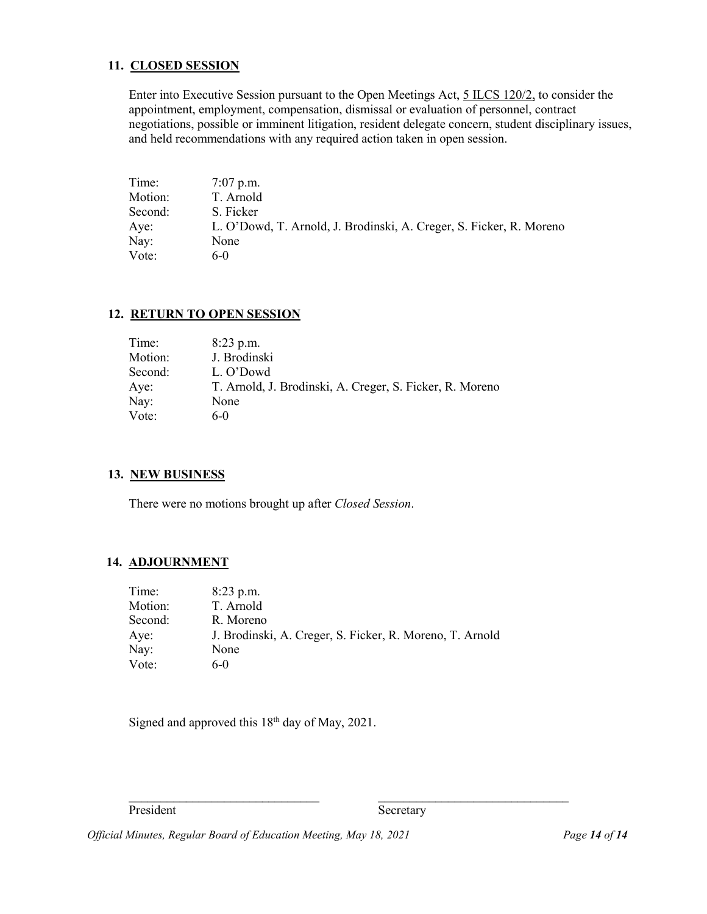## 11. CLOSED SESSION

Enter into Executive Session pursuant to the Open Meetings Act, 5 ILCS 120/2, to consider the appointment, employment, compensation, dismissal or evaluation of personnel, contract negotiations, possible or imminent litigation, resident delegate concern, student disciplinary issues, and held recommendations with any required action taken in open session.

| | |
|---|---|
| Time: | 7:07 p.m. |
| Motion: | T. Arnold |
| Second: | S. Ficker |
| Aye: | L. O'Dowd, T. Arnold, J. Brodinski, A. Creger, S. Ficker, R. Moreno |
| Nay: | None |
| Vote: | 6-0 |

## 12. RETURN TO OPEN SESSION

| | |
|---|---|
| Time: | 8:23 p.m. |
| Motion: | J. Brodinski |
| Second: | L. O'Dowd |
| Aye: | T. Arnold, J. Brodinski, A. Creger, S. Ficker, R. Moreno |
| Nay: | None |
| Vote: | 6-0 |

## 13. NEW BUSINESS

There were no motions brought up after *Closed Session*.

## 14. ADJOURNMENT

| | |
|---|---|
| Time: | 8:23 p.m. |
| Motion: | T. Arnold |
| Second: | R. Moreno |
| Aye: | J. Brodinski, A. Creger, S. Ficker, R. Moreno, T. Arnold |
| Nay: | None |
| Vote: | 6-0 |

Signed and approved this 18th day of May, 2021.

_______________________________ _______________________________

President Secretary